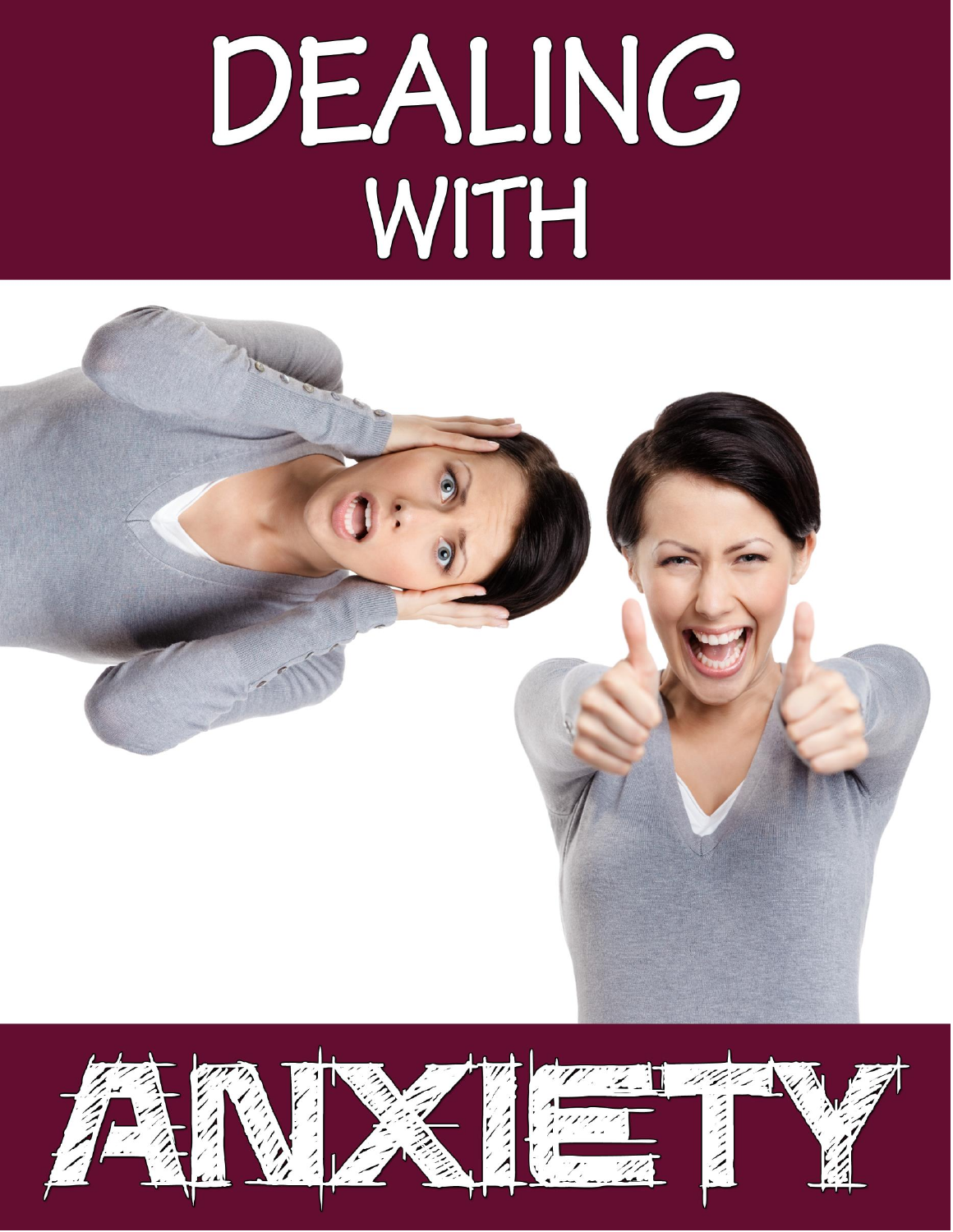# DEALING WITH ANXIETY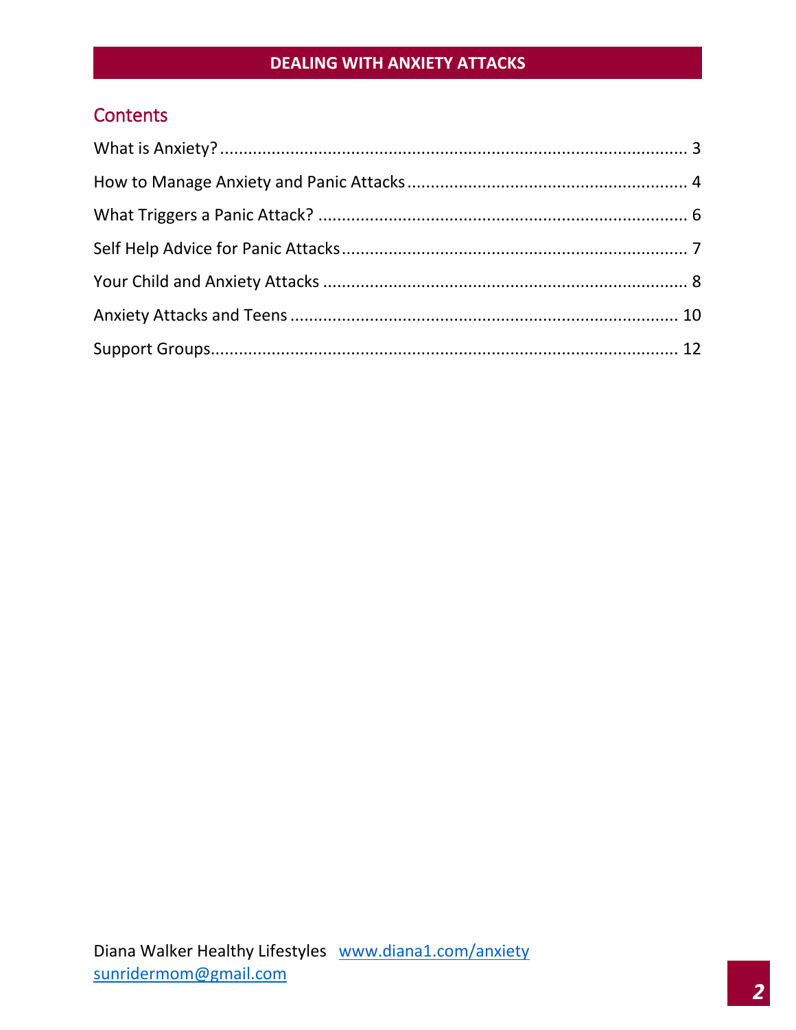## Contents

What is Anxiety? .......... 3

How to Manage Anxiety and Panic Attacks .......... 4

What Triggers a Panic Attack? .......... 6

Self Help Advice for Panic Attacks .......... 7

Your Child and Anxiety Attacks .......... 8

Anxiety Attacks and Teens .......... 10

Support Groups .......... 12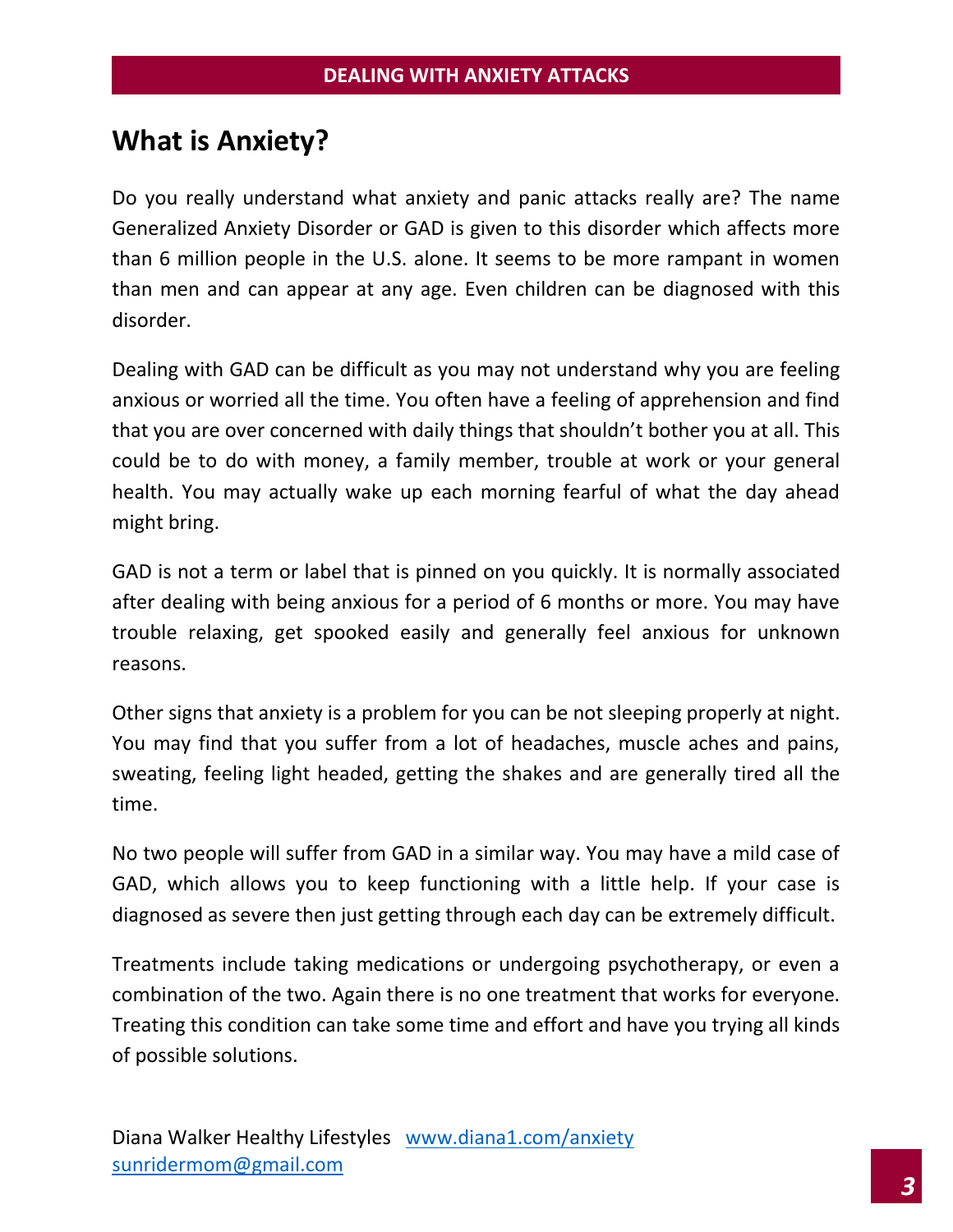## What is Anxiety?

Do you really understand what anxiety and panic attacks really are? The name Generalized Anxiety Disorder or GAD is given to this disorder which affects more than 6 million people in the U.S. alone. It seems to be more rampant in women than men and can appear at any age. Even children can be diagnosed with this disorder.

Dealing with GAD can be difficult as you may not understand why you are feeling anxious or worried all the time. You often have a feeling of apprehension and find that you are over concerned with daily things that shouldn't bother you at all. This could be to do with money, a family member, trouble at work or your general health. You may actually wake up each morning fearful of what the day ahead might bring.

GAD is not a term or label that is pinned on you quickly. It is normally associated after dealing with being anxious for a period of 6 months or more. You may have trouble relaxing, get spooked easily and generally feel anxious for unknown reasons.

Other signs that anxiety is a problem for you can be not sleeping properly at night. You may find that you suffer from a lot of headaches, muscle aches and pains, sweating, feeling light headed, getting the shakes and are generally tired all the time.

No two people will suffer from GAD in a similar way. You may have a mild case of GAD, which allows you to keep functioning with a little help. If your case is diagnosed as severe then just getting through each day can be extremely difficult.

Treatments include taking medications or undergoing psychotherapy, or even a combination of the two. Again there is no one treatment that works for everyone. Treating this condition can take some time and effort and have you trying all kinds of possible solutions.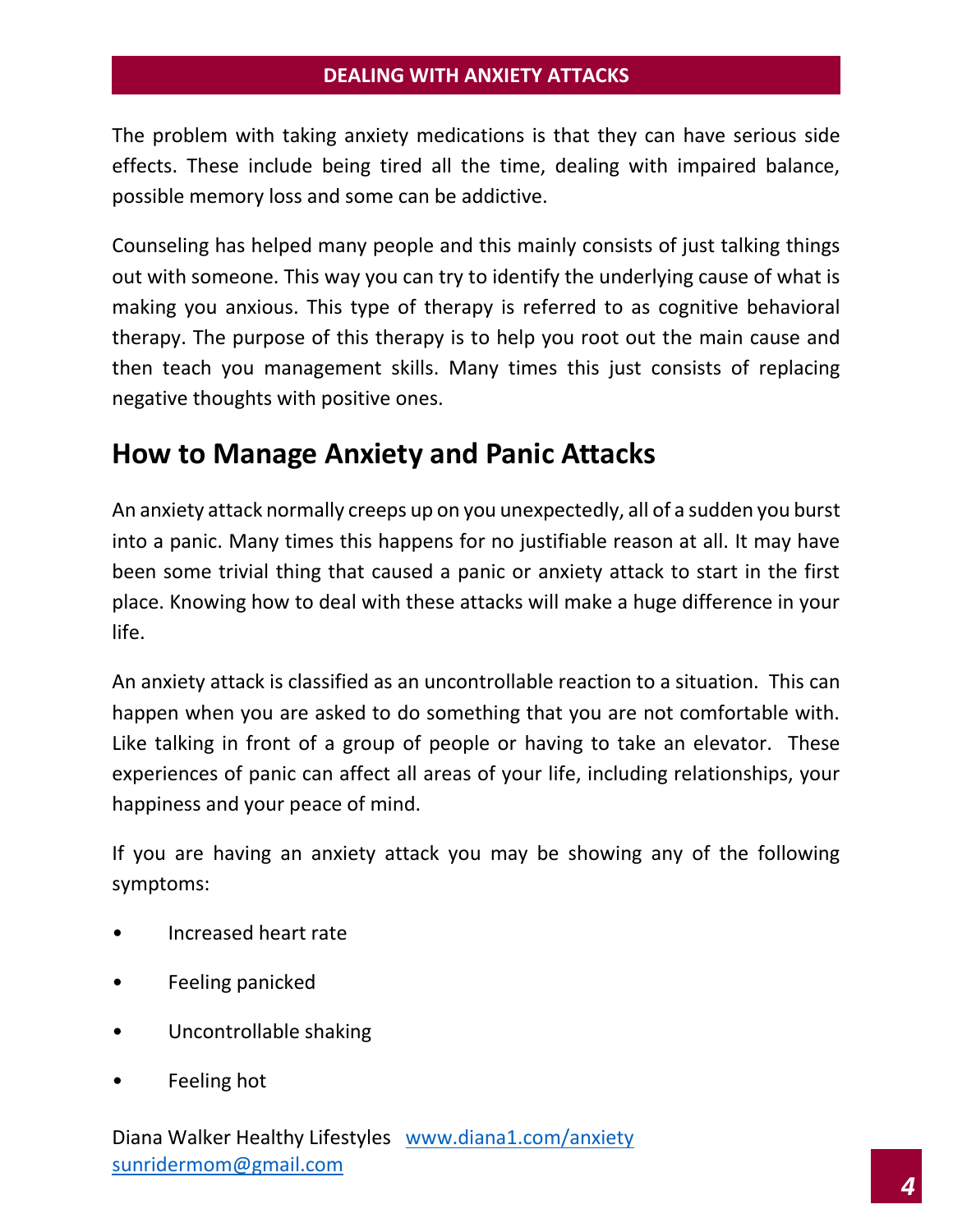The problem with taking anxiety medications is that they can have serious side effects. These include being tired all the time, dealing with impaired balance, possible memory loss and some can be addictive.

Counseling has helped many people and this mainly consists of just talking things out with someone. This way you can try to identify the underlying cause of what is making you anxious. This type of therapy is referred to as cognitive behavioral therapy. The purpose of this therapy is to help you root out the main cause and then teach you management skills. Many times this just consists of replacing negative thoughts with positive ones.

## How to Manage Anxiety and Panic Attacks

An anxiety attack normally creeps up on you unexpectedly, all of a sudden you burst into a panic. Many times this happens for no justifiable reason at all. It may have been some trivial thing that caused a panic or anxiety attack to start in the first place. Knowing how to deal with these attacks will make a huge difference in your life.

An anxiety attack is classified as an uncontrollable reaction to a situation. This can happen when you are asked to do something that you are not comfortable with. Like talking in front of a group of people or having to take an elevator. These experiences of panic can affect all areas of your life, including relationships, your happiness and your peace of mind.

If you are having an anxiety attack you may be showing any of the following symptoms:

- Increased heart rate
- Feeling panicked
- Uncontrollable shaking
- Feeling hot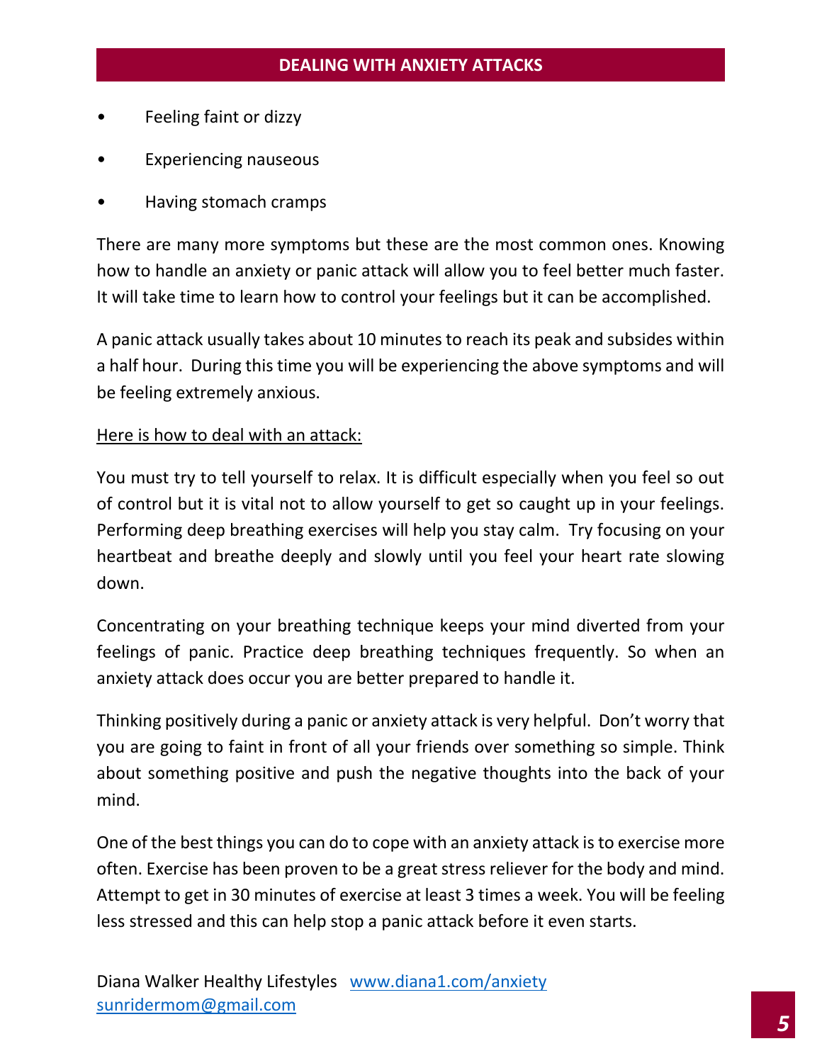- Feeling faint or dizzy
- Experiencing nauseous
- Having stomach cramps

There are many more symptoms but these are the most common ones. Knowing how to handle an anxiety or panic attack will allow you to feel better much faster. It will take time to learn how to control your feelings but it can be accomplished.

A panic attack usually takes about 10 minutes to reach its peak and subsides within a half hour. During this time you will be experiencing the above symptoms and will be feeling extremely anxious.

<u>Here is how to deal with an attack:</u>

You must try to tell yourself to relax. It is difficult especially when you feel so out of control but it is vital not to allow yourself to get so caught up in your feelings. Performing deep breathing exercises will help you stay calm. Try focusing on your heartbeat and breathe deeply and slowly until you feel your heart rate slowing down.

Concentrating on your breathing technique keeps your mind diverted from your feelings of panic. Practice deep breathing techniques frequently. So when an anxiety attack does occur you are better prepared to handle it.

Thinking positively during a panic or anxiety attack is very helpful. Don't worry that you are going to faint in front of all your friends over something so simple. Think about something positive and push the negative thoughts into the back of your mind.

One of the best things you can do to cope with an anxiety attack is to exercise more often. Exercise has been proven to be a great stress reliever for the body and mind. Attempt to get in 30 minutes of exercise at least 3 times a week. You will be feeling less stressed and this can help stop a panic attack before it even starts.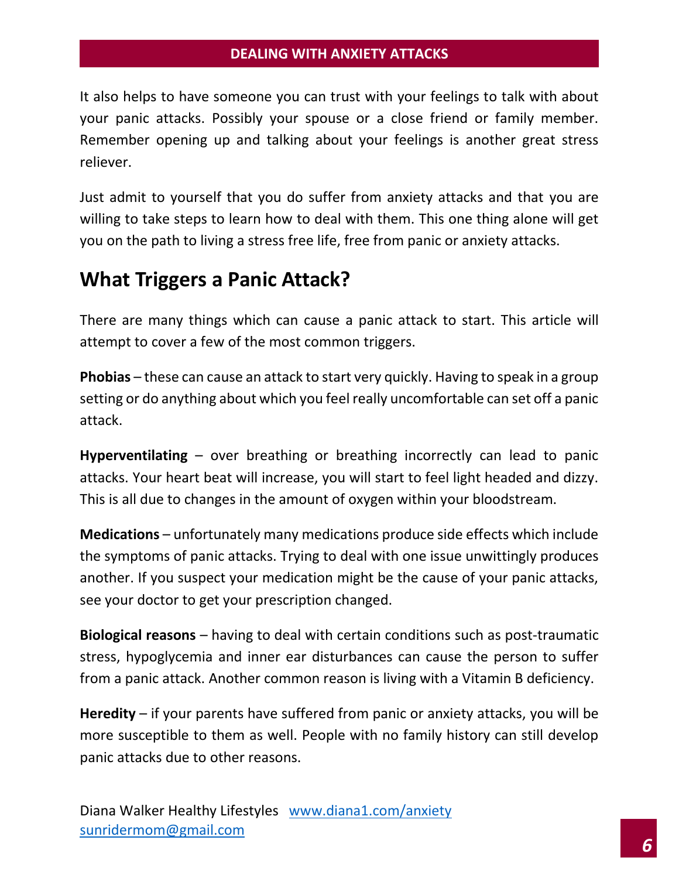It also helps to have someone you can trust with your feelings to talk with about your panic attacks. Possibly your spouse or a close friend or family member. Remember opening up and talking about your feelings is another great stress reliever.

Just admit to yourself that you do suffer from anxiety attacks and that you are willing to take steps to learn how to deal with them. This one thing alone will get you on the path to living a stress free life, free from panic or anxiety attacks.

## What Triggers a Panic Attack?

There are many things which can cause a panic attack to start. This article will attempt to cover a few of the most common triggers.

**Phobias** – these can cause an attack to start very quickly. Having to speak in a group setting or do anything about which you feel really uncomfortable can set off a panic attack.

**Hyperventilating** – over breathing or breathing incorrectly can lead to panic attacks. Your heart beat will increase, you will start to feel light headed and dizzy. This is all due to changes in the amount of oxygen within your bloodstream.

**Medications** – unfortunately many medications produce side effects which include the symptoms of panic attacks. Trying to deal with one issue unwittingly produces another. If you suspect your medication might be the cause of your panic attacks, see your doctor to get your prescription changed.

**Biological reasons** – having to deal with certain conditions such as post-traumatic stress, hypoglycemia and inner ear disturbances can cause the person to suffer from a panic attack. Another common reason is living with a Vitamin B deficiency.

**Heredity** – if your parents have suffered from panic or anxiety attacks, you will be more susceptible to them as well. People with no family history can still develop panic attacks due to other reasons.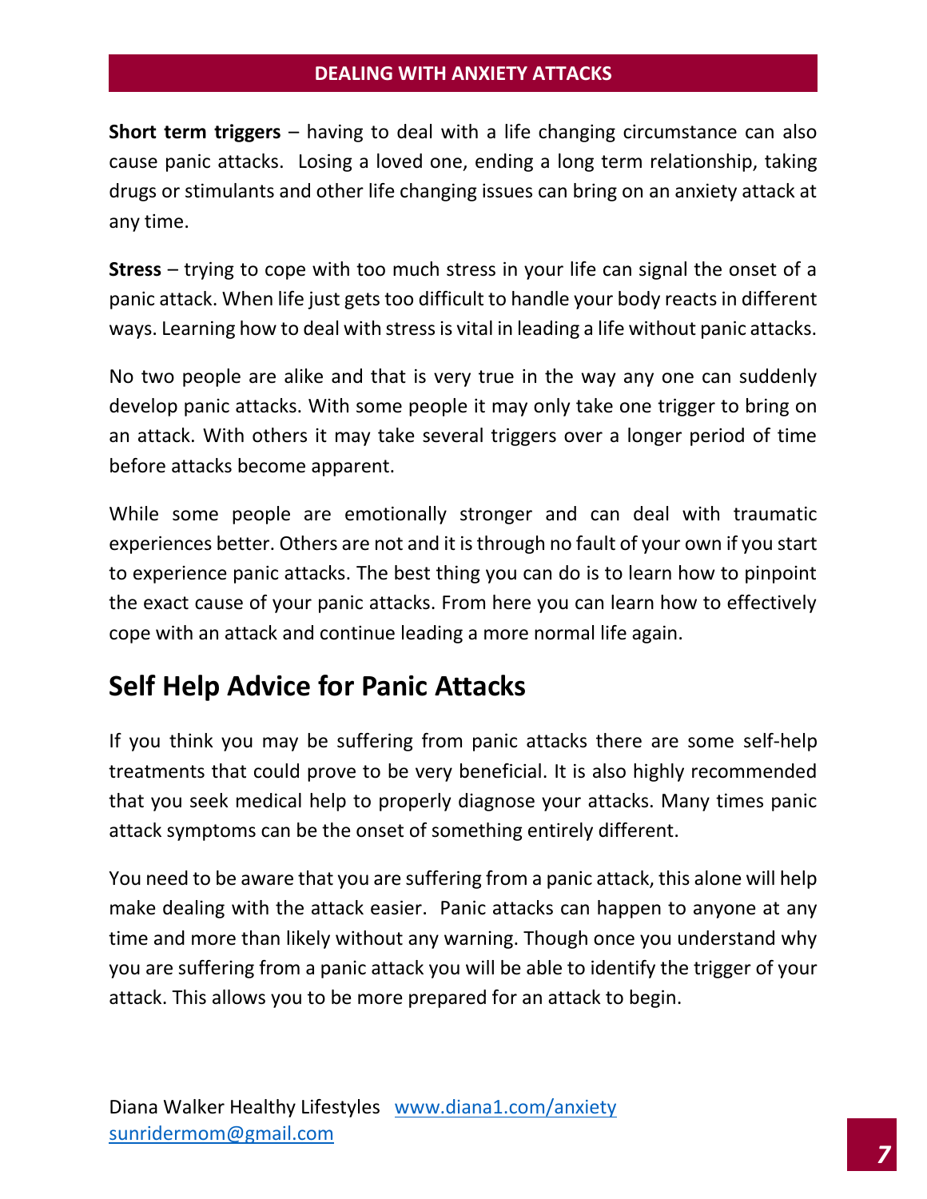**Short term triggers** – having to deal with a life changing circumstance can also cause panic attacks. Losing a loved one, ending a long term relationship, taking drugs or stimulants and other life changing issues can bring on an anxiety attack at any time.

**Stress** – trying to cope with too much stress in your life can signal the onset of a panic attack. When life just gets too difficult to handle your body reacts in different ways. Learning how to deal with stress is vital in leading a life without panic attacks.

No two people are alike and that is very true in the way any one can suddenly develop panic attacks. With some people it may only take one trigger to bring on an attack. With others it may take several triggers over a longer period of time before attacks become apparent.

While some people are emotionally stronger and can deal with traumatic experiences better. Others are not and it is through no fault of your own if you start to experience panic attacks. The best thing you can do is to learn how to pinpoint the exact cause of your panic attacks. From here you can learn how to effectively cope with an attack and continue leading a more normal life again.

## Self Help Advice for Panic Attacks

If you think you may be suffering from panic attacks there are some self-help treatments that could prove to be very beneficial. It is also highly recommended that you seek medical help to properly diagnose your attacks. Many times panic attack symptoms can be the onset of something entirely different.

You need to be aware that you are suffering from a panic attack, this alone will help make dealing with the attack easier. Panic attacks can happen to anyone at any time and more than likely without any warning. Though once you understand why you are suffering from a panic attack you will be able to identify the trigger of your attack. This allows you to be more prepared for an attack to begin.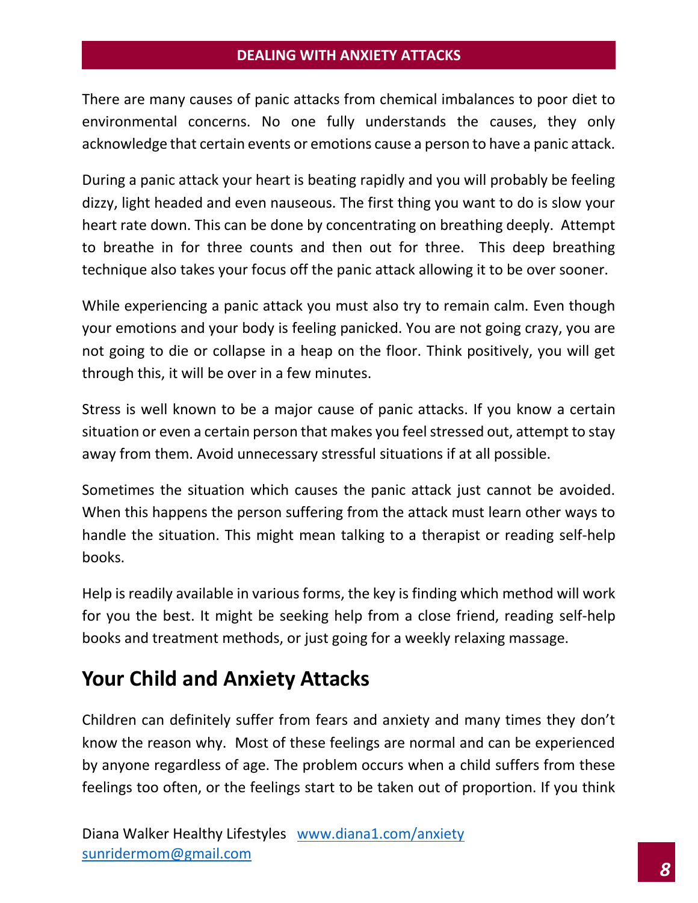There are many causes of panic attacks from chemical imbalances to poor diet to environmental concerns. No one fully understands the causes, they only acknowledge that certain events or emotions cause a person to have a panic attack.

During a panic attack your heart is beating rapidly and you will probably be feeling dizzy, light headed and even nauseous. The first thing you want to do is slow your heart rate down. This can be done by concentrating on breathing deeply. Attempt to breathe in for three counts and then out for three. This deep breathing technique also takes your focus off the panic attack allowing it to be over sooner.

While experiencing a panic attack you must also try to remain calm. Even though your emotions and your body is feeling panicked. You are not going crazy, you are not going to die or collapse in a heap on the floor. Think positively, you will get through this, it will be over in a few minutes.

Stress is well known to be a major cause of panic attacks. If you know a certain situation or even a certain person that makes you feel stressed out, attempt to stay away from them. Avoid unnecessary stressful situations if at all possible.

Sometimes the situation which causes the panic attack just cannot be avoided. When this happens the person suffering from the attack must learn other ways to handle the situation. This might mean talking to a therapist or reading self-help books.

Help is readily available in various forms, the key is finding which method will work for you the best. It might be seeking help from a close friend, reading self-help books and treatment methods, or just going for a weekly relaxing massage.

## Your Child and Anxiety Attacks

Children can definitely suffer from fears and anxiety and many times they don't know the reason why. Most of these feelings are normal and can be experienced by anyone regardless of age. The problem occurs when a child suffers from these feelings too often, or the feelings start to be taken out of proportion. If you think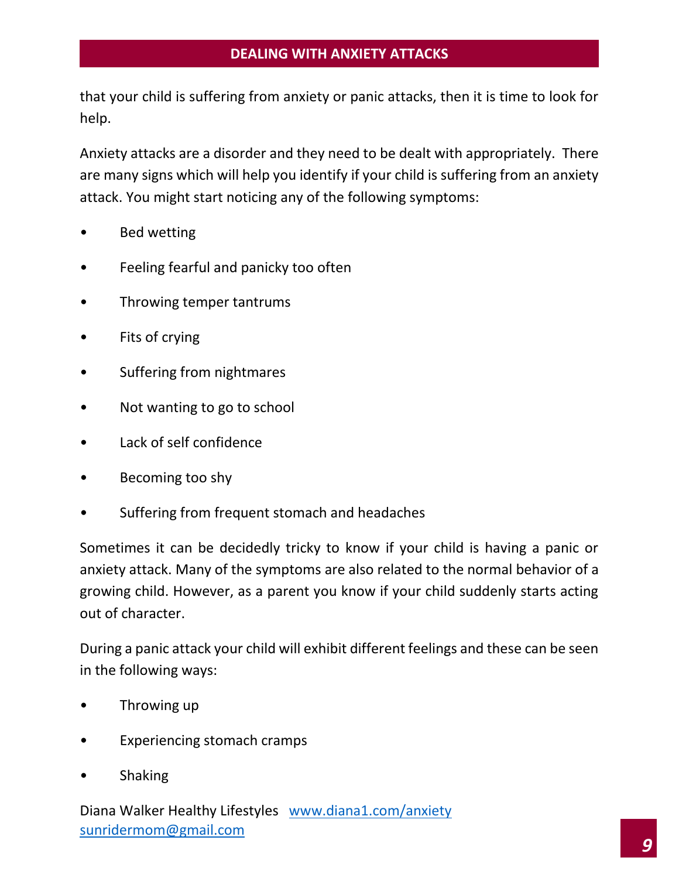that your child is suffering from anxiety or panic attacks, then it is time to look for help.

Anxiety attacks are a disorder and they need to be dealt with appropriately. There are many signs which will help you identify if your child is suffering from an anxiety attack. You might start noticing any of the following symptoms:

- Bed wetting
- Feeling fearful and panicky too often
- Throwing temper tantrums
- Fits of crying
- Suffering from nightmares
- Not wanting to go to school
- Lack of self confidence
- Becoming too shy
- Suffering from frequent stomach and headaches

Sometimes it can be decidedly tricky to know if your child is having a panic or anxiety attack. Many of the symptoms are also related to the normal behavior of a growing child. However, as a parent you know if your child suddenly starts acting out of character.

During a panic attack your child will exhibit different feelings and these can be seen in the following ways:

- Throwing up
- Experiencing stomach cramps
- Shaking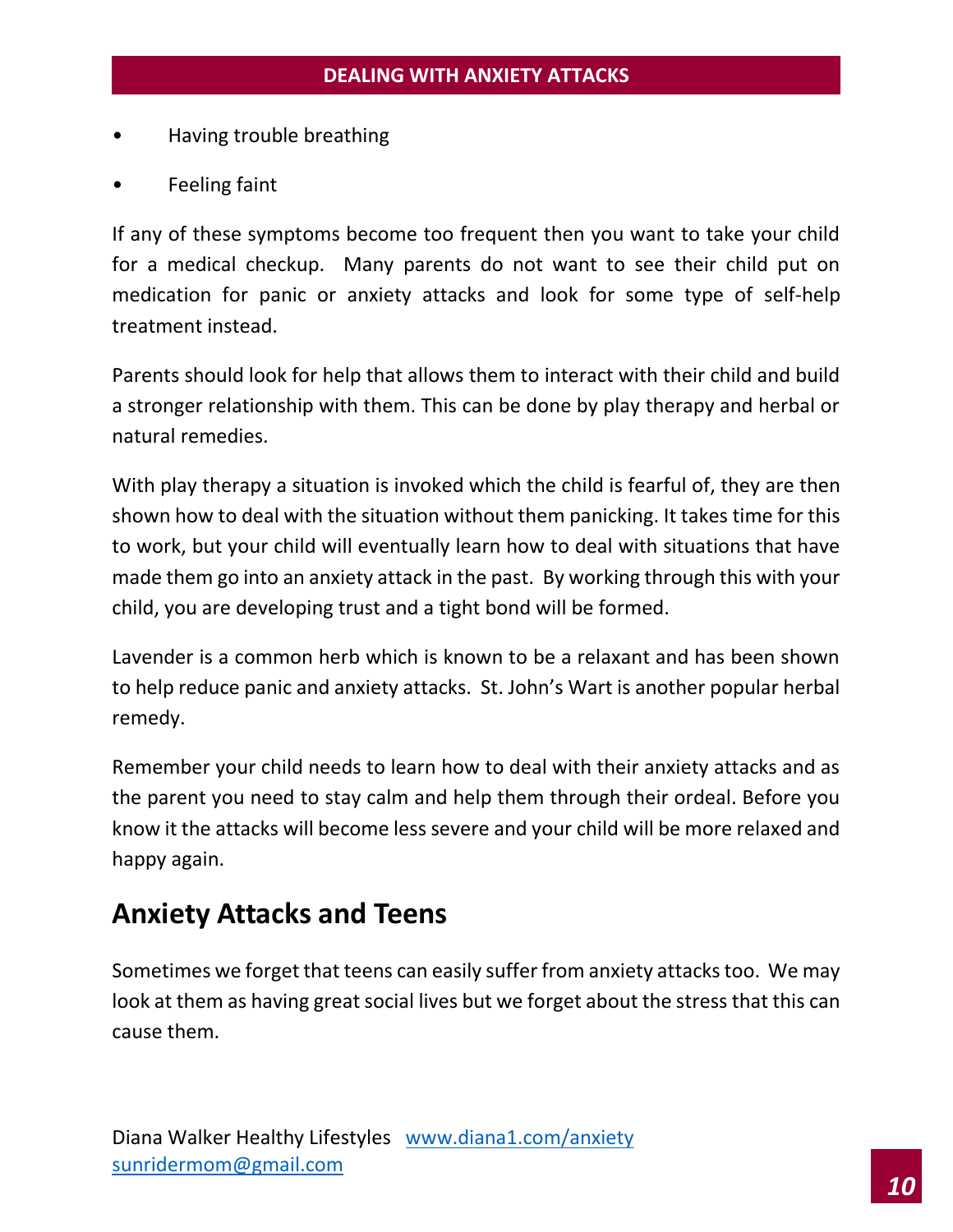- Having trouble breathing
- Feeling faint

If any of these symptoms become too frequent then you want to take your child for a medical checkup. Many parents do not want to see their child put on medication for panic or anxiety attacks and look for some type of self-help treatment instead.

Parents should look for help that allows them to interact with their child and build a stronger relationship with them. This can be done by play therapy and herbal or natural remedies.

With play therapy a situation is invoked which the child is fearful of, they are then shown how to deal with the situation without them panicking. It takes time for this to work, but your child will eventually learn how to deal with situations that have made them go into an anxiety attack in the past. By working through this with your child, you are developing trust and a tight bond will be formed.

Lavender is a common herb which is known to be a relaxant and has been shown to help reduce panic and anxiety attacks. St. John's Wart is another popular herbal remedy.

Remember your child needs to learn how to deal with their anxiety attacks and as the parent you need to stay calm and help them through their ordeal. Before you know it the attacks will become less severe and your child will be more relaxed and happy again.

## Anxiety Attacks and Teens

Sometimes we forget that teens can easily suffer from anxiety attacks too. We may look at them as having great social lives but we forget about the stress that this can cause them.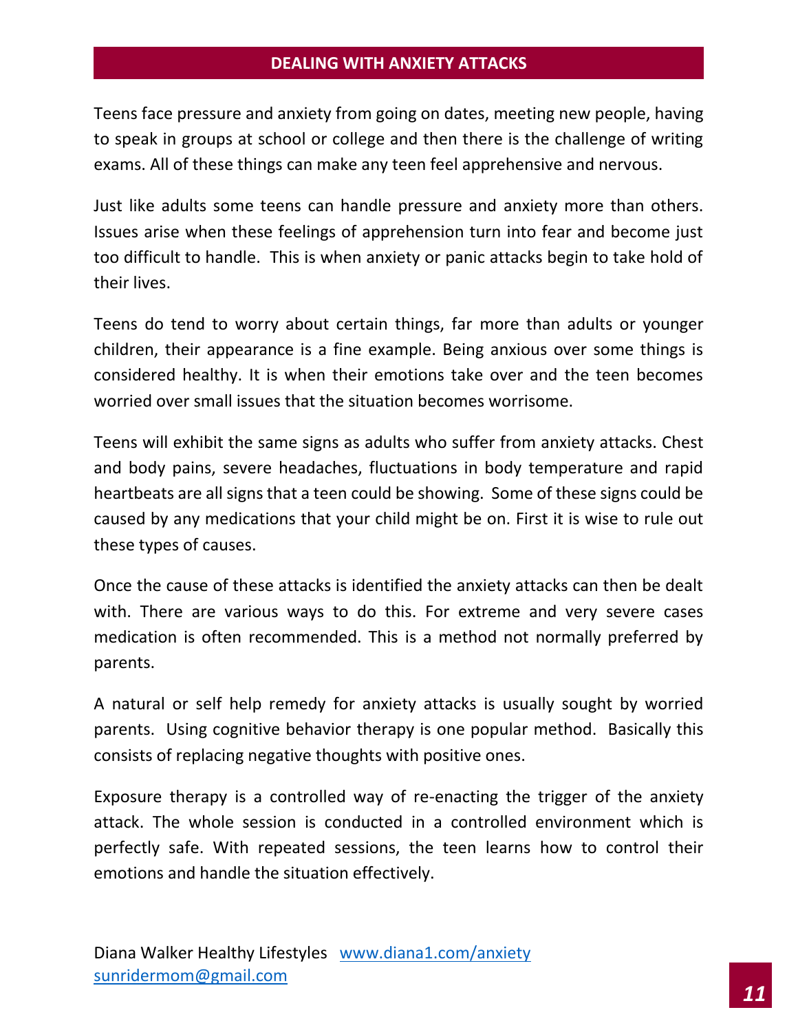## DEALING WITH ANXIETY ATTACKS

Teens face pressure and anxiety from going on dates, meeting new people, having to speak in groups at school or college and then there is the challenge of writing exams. All of these things can make any teen feel apprehensive and nervous.

Just like adults some teens can handle pressure and anxiety more than others. Issues arise when these feelings of apprehension turn into fear and become just too difficult to handle. This is when anxiety or panic attacks begin to take hold of their lives.

Teens do tend to worry about certain things, far more than adults or younger children, their appearance is a fine example. Being anxious over some things is considered healthy. It is when their emotions take over and the teen becomes worried over small issues that the situation becomes worrisome.

Teens will exhibit the same signs as adults who suffer from anxiety attacks. Chest and body pains, severe headaches, fluctuations in body temperature and rapid heartbeats are all signs that a teen could be showing. Some of these signs could be caused by any medications that your child might be on. First it is wise to rule out these types of causes.

Once the cause of these attacks is identified the anxiety attacks can then be dealt with. There are various ways to do this. For extreme and very severe cases medication is often recommended. This is a method not normally preferred by parents.

A natural or self help remedy for anxiety attacks is usually sought by worried parents. Using cognitive behavior therapy is one popular method. Basically this consists of replacing negative thoughts with positive ones.

Exposure therapy is a controlled way of re-enacting the trigger of the anxiety attack. The whole session is conducted in a controlled environment which is perfectly safe. With repeated sessions, the teen learns how to control their emotions and handle the situation effectively.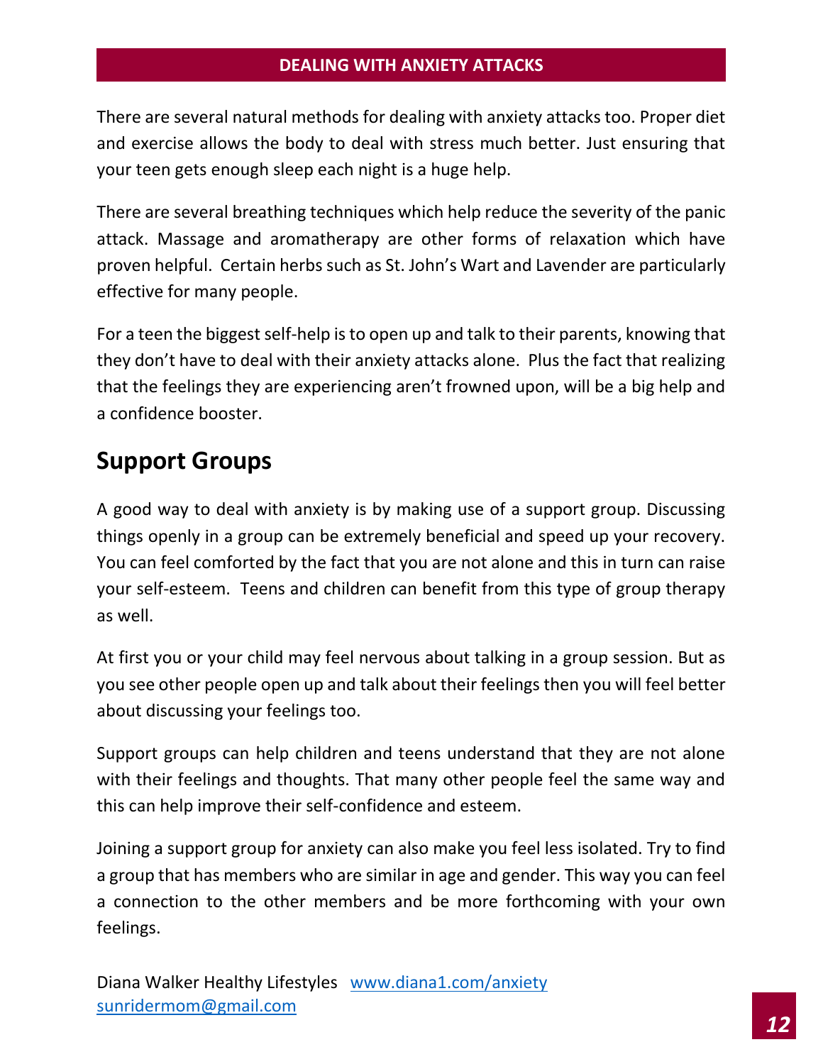There are several natural methods for dealing with anxiety attacks too. Proper diet and exercise allows the body to deal with stress much better. Just ensuring that your teen gets enough sleep each night is a huge help.

There are several breathing techniques which help reduce the severity of the panic attack. Massage and aromatherapy are other forms of relaxation which have proven helpful. Certain herbs such as St. John's Wart and Lavender are particularly effective for many people.

For a teen the biggest self-help is to open up and talk to their parents, knowing that they don't have to deal with their anxiety attacks alone. Plus the fact that realizing that the feelings they are experiencing aren't frowned upon, will be a big help and a confidence booster.

## Support Groups

A good way to deal with anxiety is by making use of a support group. Discussing things openly in a group can be extremely beneficial and speed up your recovery. You can feel comforted by the fact that you are not alone and this in turn can raise your self-esteem. Teens and children can benefit from this type of group therapy as well.

At first you or your child may feel nervous about talking in a group session. But as you see other people open up and talk about their feelings then you will feel better about discussing your feelings too.

Support groups can help children and teens understand that they are not alone with their feelings and thoughts. That many other people feel the same way and this can help improve their self-confidence and esteem.

Joining a support group for anxiety can also make you feel less isolated. Try to find a group that has members who are similar in age and gender. This way you can feel a connection to the other members and be more forthcoming with your own feelings.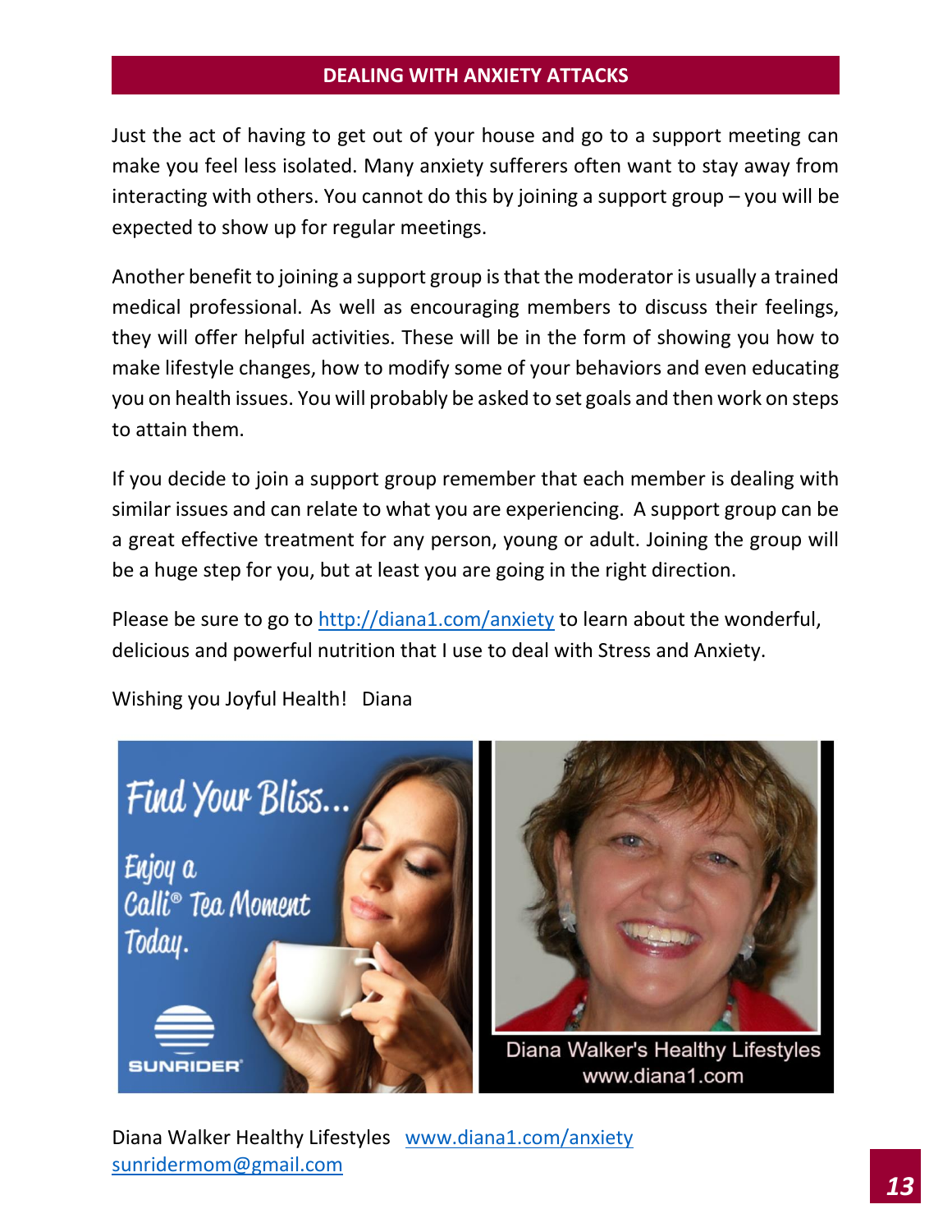## DEALING WITH ANXIETY ATTACKS

Just the act of having to get out of your house and go to a support meeting can make you feel less isolated. Many anxiety sufferers often want to stay away from interacting with others. You cannot do this by joining a support group – you will be expected to show up for regular meetings.

Another benefit to joining a support group is that the moderator is usually a trained medical professional. As well as encouraging members to discuss their feelings, they will offer helpful activities. These will be in the form of showing you how to make lifestyle changes, how to modify some of your behaviors and even educating you on health issues. You will probably be asked to set goals and then work on steps to attain them.

If you decide to join a support group remember that each member is dealing with similar issues and can relate to what you are experiencing. A support group can be a great effective treatment for any person, young or adult. Joining the group will be a huge step for you, but at least you are going in the right direction.

Please be sure to go to http://diana1.com/anxiety to learn about the wonderful, delicious and powerful nutrition that I use to deal with Stress and Anxiety.

Wishing you Joyful Health! Diana

Diana Walker Healthy Lifestyles www.diana1.com/anxiety
sunridermom@gmail.com